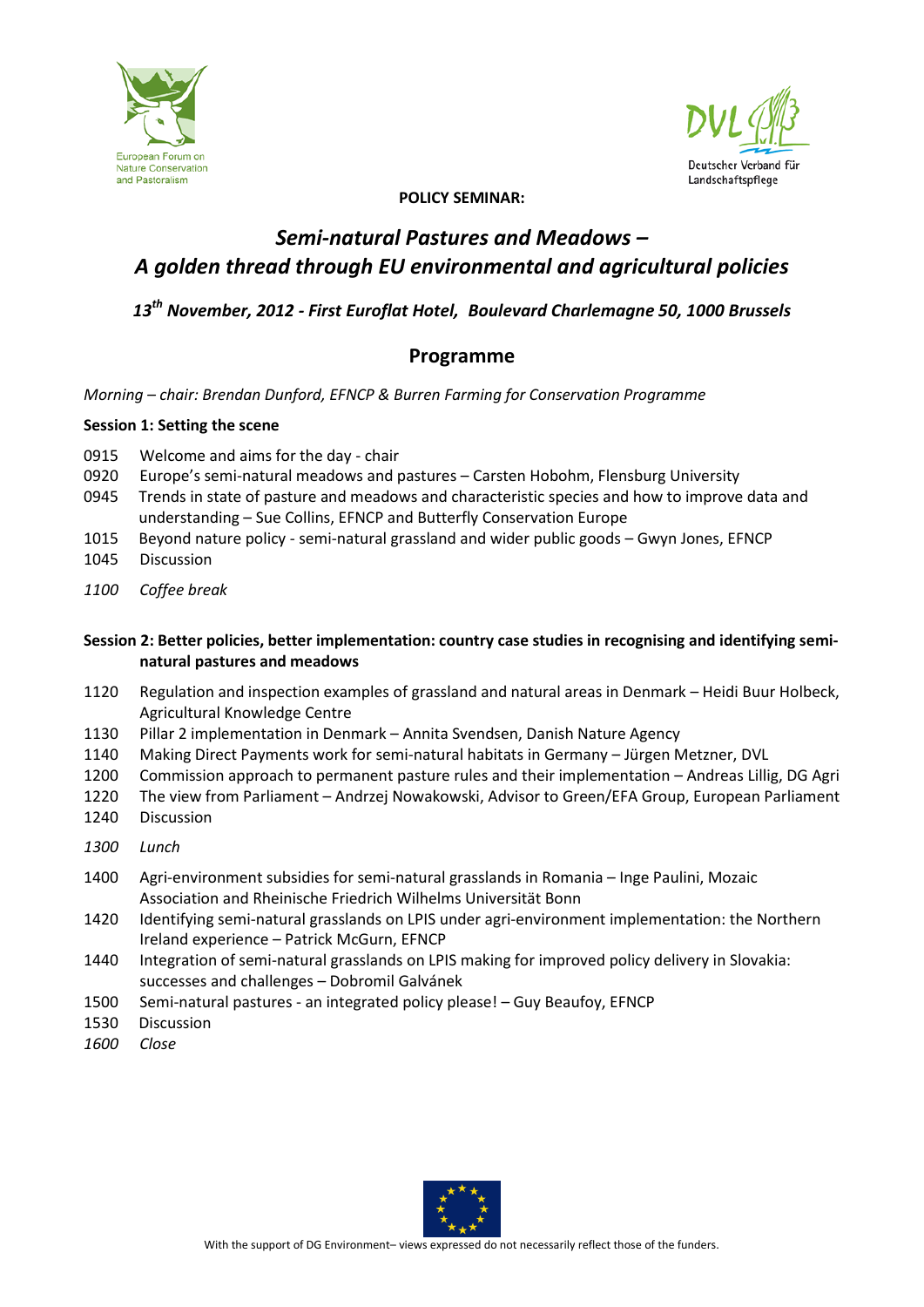European Forum on Nature Conservation and Pastoralism

Deutscher Verband für Landschaftspflege

**POLICY SEMINAR:**

# *Semi-natural Pastures and Meadows – A golden thread through EU environmental and agricultural policies*

***13th November, 2012 - First Euroflat Hotel, Boulevard Charlemagne 50, 1000 Brussels***

## Programme

*Morning – chair: Brendan Dunford, EFNCP & Burren Farming for Conservation Programme*

**Session 1: Setting the scene**

0915 Welcome and aims for the day - chair

0920 Europe's semi-natural meadows and pastures – Carsten Hobohm, Flensburg University

0945 Trends in state of pasture and meadows and characteristic species and how to improve data and understanding – Sue Collins, EFNCP and Butterfly Conservation Europe

1015 Beyond nature policy - semi-natural grassland and wider public goods – Gwyn Jones, EFNCP

1045 Discussion

*1100 Coffee break*

**Session 2: Better policies, better implementation: country case studies in recognising and identifying semi-natural pastures and meadows**

1120 Regulation and inspection examples of grassland and natural areas in Denmark – Heidi Buur Holbeck, Agricultural Knowledge Centre

1130 Pillar 2 implementation in Denmark – Annita Svendsen, Danish Nature Agency

1140 Making Direct Payments work for semi-natural habitats in Germany – Jürgen Metzner, DVL

1200 Commission approach to permanent pasture rules and their implementation – Andreas Lillig, DG Agri

1220 The view from Parliament – Andrzej Nowakowski, Advisor to Green/EFA Group, European Parliament

1240 Discussion

*1300 Lunch*

1400 Agri-environment subsidies for semi-natural grasslands in Romania – Inge Paulini, Mozaic Association and Rheinische Friedrich Wilhelms Universität Bonn

1420 Identifying semi-natural grasslands on LPIS under agri-environment implementation: the Northern Ireland experience – Patrick McGurn, EFNCP

1440 Integration of semi-natural grasslands on LPIS making for improved policy delivery in Slovakia: successes and challenges – Dobromil Galvánek

1500 Semi-natural pastures - an integrated policy please! – Guy Beaufoy, EFNCP

1530 Discussion

*1600 Close*

With the support of DG Environment– views expressed do not necessarily reflect those of the funders.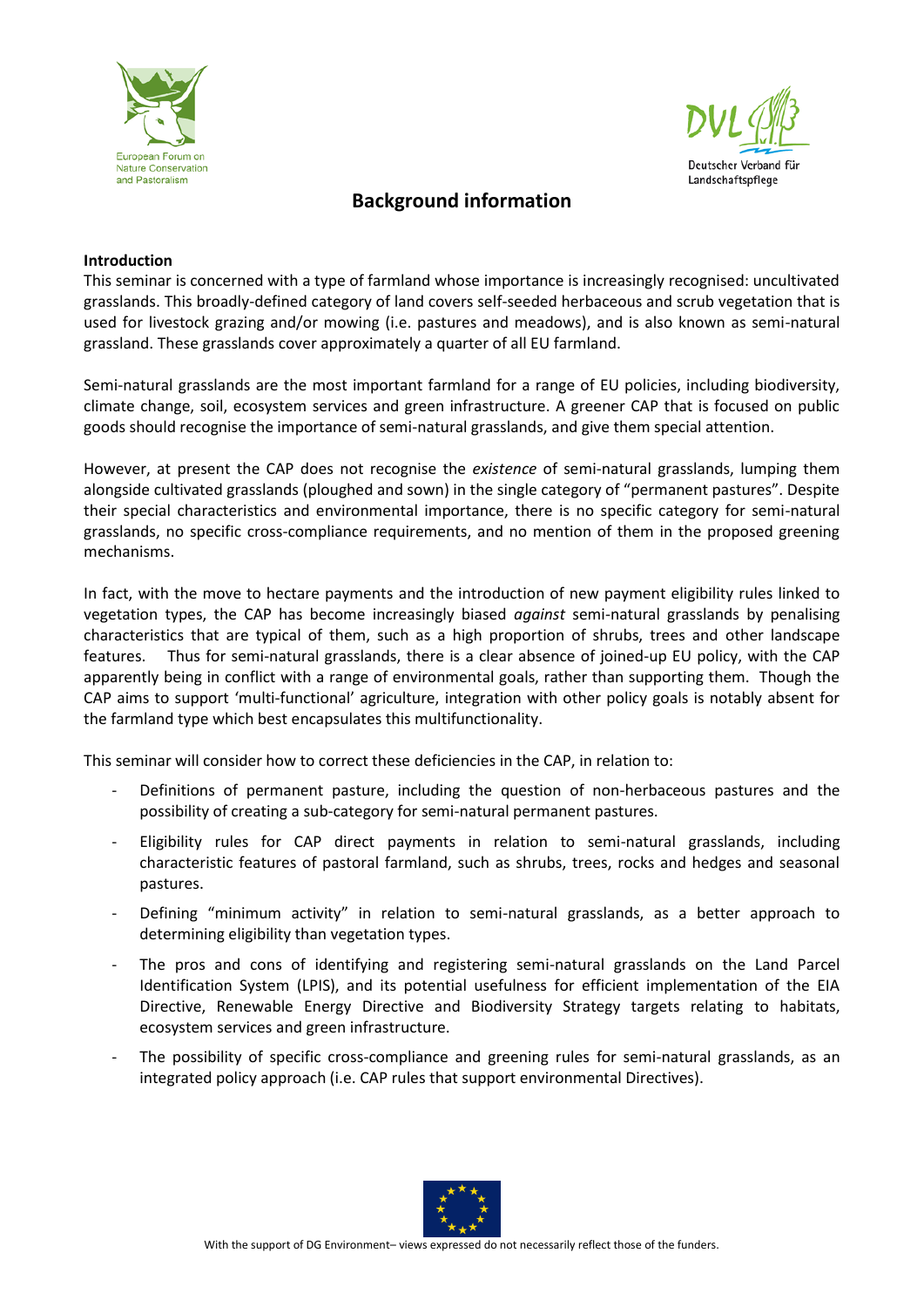# Background information

**Introduction**

This seminar is concerned with a type of farmland whose importance is increasingly recognised: uncultivated grasslands. This broadly-defined category of land covers self-seeded herbaceous and scrub vegetation that is used for livestock grazing and/or mowing (i.e. pastures and meadows), and is also known as semi-natural grassland. These grasslands cover approximately a quarter of all EU farmland.

Semi-natural grasslands are the most important farmland for a range of EU policies, including biodiversity, climate change, soil, ecosystem services and green infrastructure. A greener CAP that is focused on public goods should recognise the importance of semi-natural grasslands, and give them special attention.

However, at present the CAP does not recognise the *existence* of semi-natural grasslands, lumping them alongside cultivated grasslands (ploughed and sown) in the single category of "permanent pastures". Despite their special characteristics and environmental importance, there is no specific category for semi-natural grasslands, no specific cross-compliance requirements, and no mention of them in the proposed greening mechanisms.

In fact, with the move to hectare payments and the introduction of new payment eligibility rules linked to vegetation types, the CAP has become increasingly biased *against* semi-natural grasslands by penalising characteristics that are typical of them, such as a high proportion of shrubs, trees and other landscape features. Thus for semi-natural grasslands, there is a clear absence of joined-up EU policy, with the CAP apparently being in conflict with a range of environmental goals, rather than supporting them. Though the CAP aims to support 'multi-functional' agriculture, integration with other policy goals is notably absent for the farmland type which best encapsulates this multifunctionality.

This seminar will consider how to correct these deficiencies in the CAP, in relation to:

- Definitions of permanent pasture, including the question of non-herbaceous pastures and the possibility of creating a sub-category for semi-natural permanent pastures.
- Eligibility rules for CAP direct payments in relation to semi-natural grasslands, including characteristic features of pastoral farmland, such as shrubs, trees, rocks and hedges and seasonal pastures.
- Defining "minimum activity" in relation to semi-natural grasslands, as a better approach to determining eligibility than vegetation types.
- The pros and cons of identifying and registering semi-natural grasslands on the Land Parcel Identification System (LPIS), and its potential usefulness for efficient implementation of the EIA Directive, Renewable Energy Directive and Biodiversity Strategy targets relating to habitats, ecosystem services and green infrastructure.
- The possibility of specific cross-compliance and greening rules for semi-natural grasslands, as an integrated policy approach (i.e. CAP rules that support environmental Directives).

With the support of DG Environment– views expressed do not necessarily reflect those of the funders.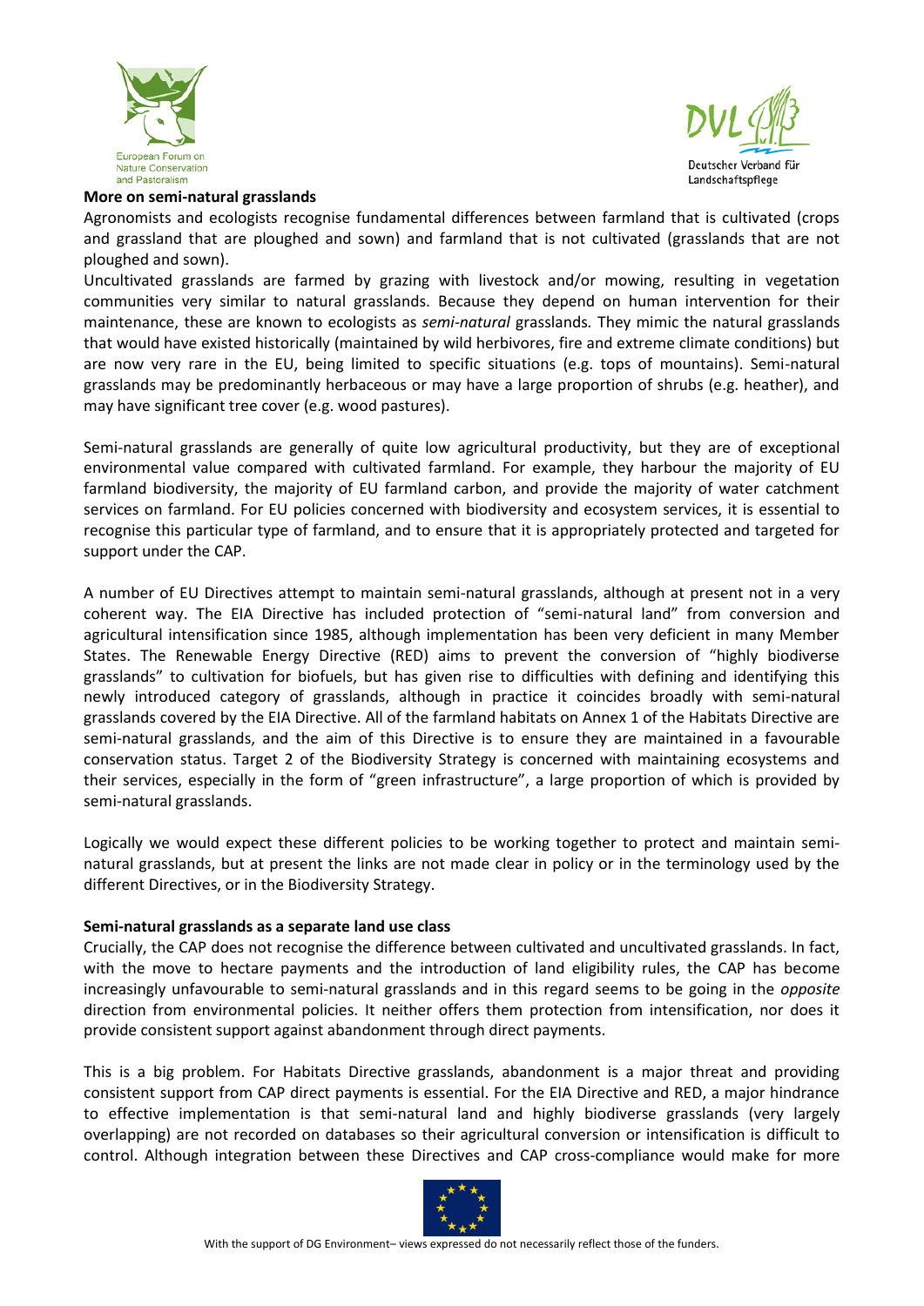**More on semi-natural grasslands**

Agronomists and ecologists recognise fundamental differences between farmland that is cultivated (crops and grassland that are ploughed and sown) and farmland that is not cultivated (grasslands that are not ploughed and sown).

Uncultivated grasslands are farmed by grazing with livestock and/or mowing, resulting in vegetation communities very similar to natural grasslands. Because they depend on human intervention for their maintenance, these are known to ecologists as *semi-natural* grasslands. They mimic the natural grasslands that would have existed historically (maintained by wild herbivores, fire and extreme climate conditions) but are now very rare in the EU, being limited to specific situations (e.g. tops of mountains). Semi-natural grasslands may be predominantly herbaceous or may have a large proportion of shrubs (e.g. heather), and may have significant tree cover (e.g. wood pastures).

Semi-natural grasslands are generally of quite low agricultural productivity, but they are of exceptional environmental value compared with cultivated farmland. For example, they harbour the majority of EU farmland biodiversity, the majority of EU farmland carbon, and provide the majority of water catchment services on farmland. For EU policies concerned with biodiversity and ecosystem services, it is essential to recognise this particular type of farmland, and to ensure that it is appropriately protected and targeted for support under the CAP.

A number of EU Directives attempt to maintain semi-natural grasslands, although at present not in a very coherent way. The EIA Directive has included protection of "semi-natural land" from conversion and agricultural intensification since 1985, although implementation has been very deficient in many Member States. The Renewable Energy Directive (RED) aims to prevent the conversion of "highly biodiverse grasslands" to cultivation for biofuels, but has given rise to difficulties with defining and identifying this newly introduced category of grasslands, although in practice it coincides broadly with semi-natural grasslands covered by the EIA Directive. All of the farmland habitats on Annex 1 of the Habitats Directive are semi-natural grasslands, and the aim of this Directive is to ensure they are maintained in a favourable conservation status. Target 2 of the Biodiversity Strategy is concerned with maintaining ecosystems and their services, especially in the form of "green infrastructure", a large proportion of which is provided by semi-natural grasslands.

Logically we would expect these different policies to be working together to protect and maintain semi-natural grasslands, but at present the links are not made clear in policy or in the terminology used by the different Directives, or in the Biodiversity Strategy.

**Semi-natural grasslands as a separate land use class**

Crucially, the CAP does not recognise the difference between cultivated and uncultivated grasslands. In fact, with the move to hectare payments and the introduction of land eligibility rules, the CAP has become increasingly unfavourable to semi-natural grasslands and in this regard seems to be going in the *opposite* direction from environmental policies. It neither offers them protection from intensification, nor does it provide consistent support against abandonment through direct payments.

This is a big problem. For Habitats Directive grasslands, abandonment is a major threat and providing consistent support from CAP direct payments is essential. For the EIA Directive and RED, a major hindrance to effective implementation is that semi-natural land and highly biodiverse grasslands (very largely overlapping) are not recorded on databases so their agricultural conversion or intensification is difficult to control. Although integration between these Directives and CAP cross-compliance would make for more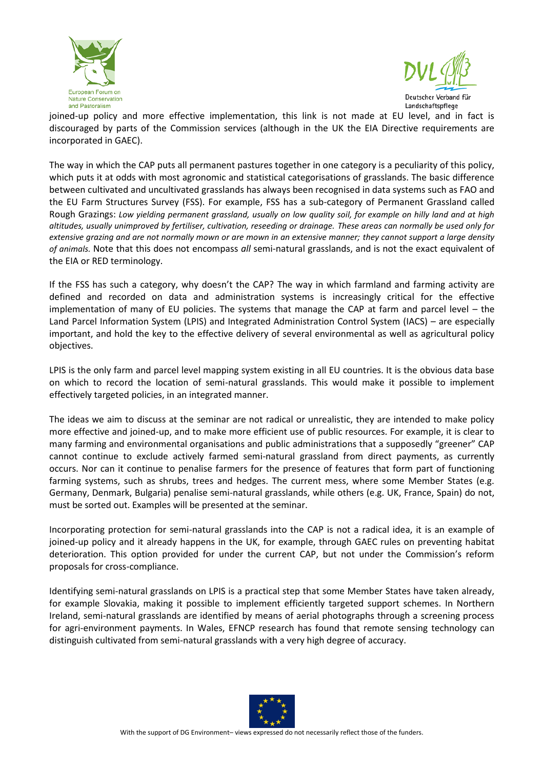joined-up policy and more effective implementation, this link is not made at EU level, and in fact is discouraged by parts of the Commission services (although in the UK the EIA Directive requirements are incorporated in GAEC).

The way in which the CAP puts all permanent pastures together in one category is a peculiarity of this policy, which puts it at odds with most agronomic and statistical categorisations of grasslands. The basic difference between cultivated and uncultivated grasslands has always been recognised in data systems such as FAO and the EU Farm Structures Survey (FSS). For example, FSS has a sub-category of Permanent Grassland called Rough Grazings: *Low yielding permanent grassland, usually on low quality soil, for example on hilly land and at high altitudes, usually unimproved by fertiliser, cultivation, reseeding or drainage. These areas can normally be used only for extensive grazing and are not normally mown or are mown in an extensive manner; they cannot support a large density of animals.* Note that this does not encompass *all* semi-natural grasslands, and is not the exact equivalent of the EIA or RED terminology.

If the FSS has such a category, why doesn't the CAP? The way in which farmland and farming activity are defined and recorded on data and administration systems is increasingly critical for the effective implementation of many of EU policies. The systems that manage the CAP at farm and parcel level – the Land Parcel Information System (LPIS) and Integrated Administration Control System (IACS) – are especially important, and hold the key to the effective delivery of several environmental as well as agricultural policy objectives.

LPIS is the only farm and parcel level mapping system existing in all EU countries. It is the obvious data base on which to record the location of semi-natural grasslands. This would make it possible to implement effectively targeted policies, in an integrated manner.

The ideas we aim to discuss at the seminar are not radical or unrealistic, they are intended to make policy more effective and joined-up, and to make more efficient use of public resources. For example, it is clear to many farming and environmental organisations and public administrations that a supposedly "greener" CAP cannot continue to exclude actively farmed semi-natural grassland from direct payments, as currently occurs. Nor can it continue to penalise farmers for the presence of features that form part of functioning farming systems, such as shrubs, trees and hedges. The current mess, where some Member States (e.g. Germany, Denmark, Bulgaria) penalise semi-natural grasslands, while others (e.g. UK, France, Spain) do not, must be sorted out. Examples will be presented at the seminar.

Incorporating protection for semi-natural grasslands into the CAP is not a radical idea, it is an example of joined-up policy and it already happens in the UK, for example, through GAEC rules on preventing habitat deterioration. This option provided for under the current CAP, but not under the Commission's reform proposals for cross-compliance.

Identifying semi-natural grasslands on LPIS is a practical step that some Member States have taken already, for example Slovakia, making it possible to implement efficiently targeted support schemes. In Northern Ireland, semi-natural grasslands are identified by means of aerial photographs through a screening process for agri-environment payments. In Wales, EFNCP research has found that remote sensing technology can distinguish cultivated from semi-natural grasslands with a very high degree of accuracy.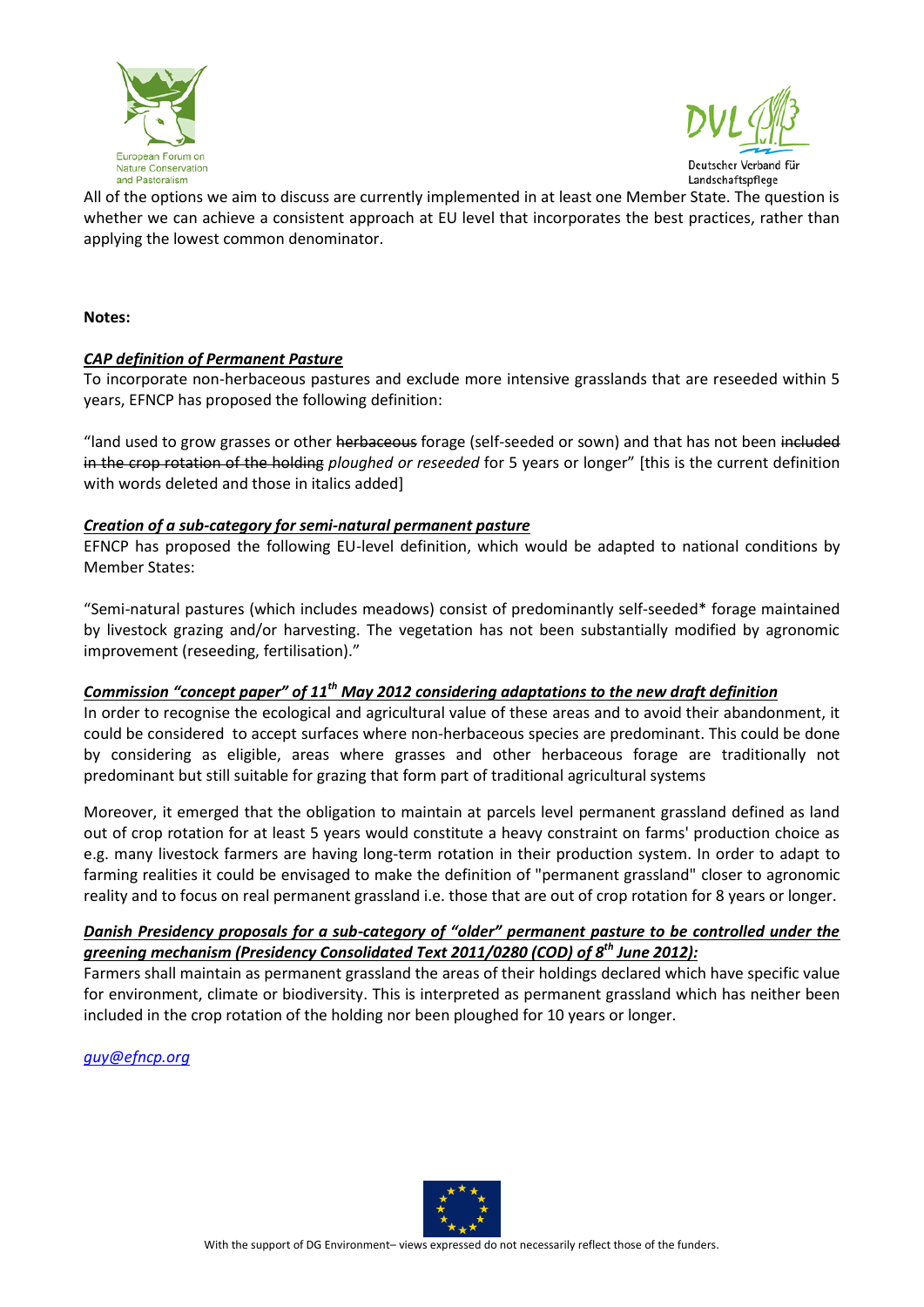All of the options we aim to discuss are currently implemented in at least one Member State. The question is whether we can achieve a consistent approach at EU level that incorporates the best practices, rather than applying the lowest common denominator.

**Notes:**

***CAP definition of Permanent Pasture***

To incorporate non-herbaceous pastures and exclude more intensive grasslands that are reseeded within 5 years, EFNCP has proposed the following definition:

"land used to grow grasses or other ~~herbaceous~~ forage (self-seeded or sown) and that has not been ~~included in the crop rotation of the holding~~ *ploughed or reseeded* for 5 years or longer" [this is the current definition with words deleted and those in italics added]

***Creation of a sub-category for semi-natural permanent pasture***

EFNCP has proposed the following EU-level definition, which would be adapted to national conditions by Member States:

"Semi-natural pastures (which includes meadows) consist of predominantly self-seeded* forage maintained by livestock grazing and/or harvesting. The vegetation has not been substantially modified by agronomic improvement (reseeding, fertilisation)."

***Commission "concept paper" of 11th May 2012 considering adaptations to the new draft definition***

In order to recognise the ecological and agricultural value of these areas and to avoid their abandonment, it could be considered to accept surfaces where non-herbaceous species are predominant. This could be done by considering as eligible, areas where grasses and other herbaceous forage are traditionally not predominant but still suitable for grazing that form part of traditional agricultural systems

Moreover, it emerged that the obligation to maintain at parcels level permanent grassland defined as land out of crop rotation for at least 5 years would constitute a heavy constraint on farms' production choice as e.g. many livestock farmers are having long-term rotation in their production system. In order to adapt to farming realities it could be envisaged to make the definition of "permanent grassland" closer to agronomic reality and to focus on real permanent grassland i.e. those that are out of crop rotation for 8 years or longer.

***Danish Presidency proposals for a sub-category of "older" permanent pasture to be controlled under the greening mechanism (Presidency Consolidated Text 2011/0280 (COD) of 8th June 2012):***

Farmers shall maintain as permanent grassland the areas of their holdings declared which have specific value for environment, climate or biodiversity. This is interpreted as permanent grassland which has neither been included in the crop rotation of the holding nor been ploughed for 10 years or longer.

guy@efncp.org

With the support of DG Environment– views expressed do not necessarily reflect those of the funders.